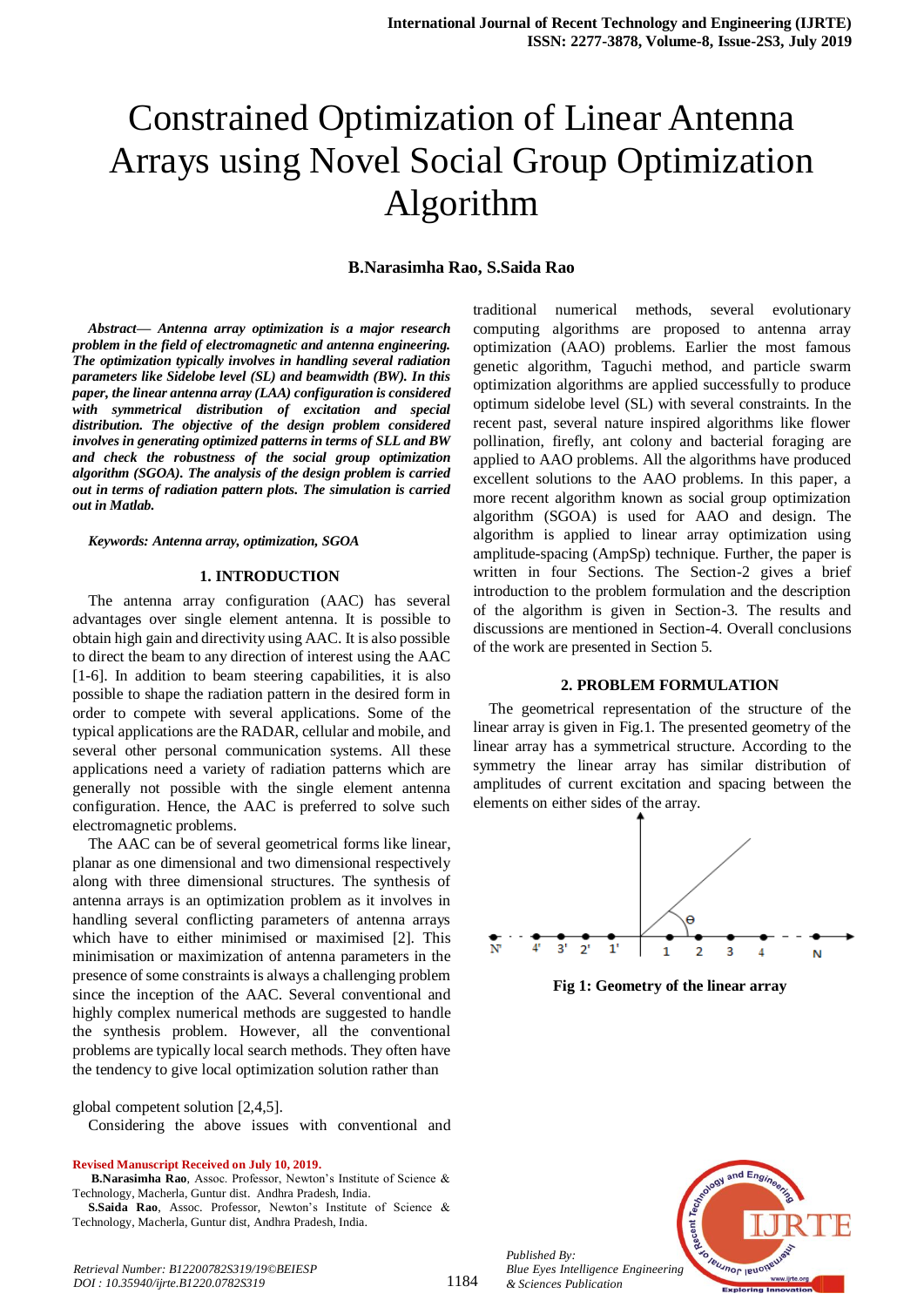# Constrained Optimization of Linear Antenna Arrays using Novel Social Group Optimization Algorithm

**B.Narasimha Rao, S.Saida Rao**

***Abstract— Antenna array optimization is a major research problem in the field of electromagnetic and antenna engineering. The optimization typically involves in handling several radiation parameters like Sidelobe level (SL) and beamwidth (BW). In this paper, the linear antenna array (LAA) configuration is considered with symmetrical distribution of excitation and special distribution. The objective of the design problem considered involves in generating optimized patterns in terms of SLL and BW and check the robustness of the social group optimization algorithm (SGOA). The analysis of the design problem is carried out in terms of radiation pattern plots. The simulation is carried out in Matlab.***

***Keywords: Antenna array, optimization, SGOA***

## 1. INTRODUCTION

The antenna array configuration (AAC) has several advantages over single element antenna. It is possible to obtain high gain and directivity using AAC. It is also possible to direct the beam to any direction of interest using the AAC [1-6]. In addition to beam steering capabilities, it is also possible to shape the radiation pattern in the desired form in order to compete with several applications. Some of the typical applications are the RADAR, cellular and mobile, and several other personal communication systems. All these applications need a variety of radiation patterns which are generally not possible with the single element antenna configuration. Hence, the AAC is preferred to solve such electromagnetic problems.

The AAC can be of several geometrical forms like linear, planar as one dimensional and two dimensional respectively along with three dimensional structures. The synthesis of antenna arrays is an optimization problem as it involves in handling several conflicting parameters of antenna arrays which have to either minimised or maximised [2]. This minimisation or maximization of antenna parameters in the presence of some constraints is always a challenging problem since the inception of the AAC. Several conventional and highly complex numerical methods are suggested to handle the synthesis problem. However, all the conventional problems are typically local search methods. They often have the tendency to give local optimization solution rather than global competent solution [2,4,5].

Considering the above issues with conventional and traditional numerical methods, several evolutionary computing algorithms are proposed to antenna array optimization (AAO) problems. Earlier the most famous genetic algorithm, Taguchi method, and particle swarm optimization algorithms are applied successfully to produce optimum sidelobe level (SL) with several constraints. In the recent past, several nature inspired algorithms like flower pollination, firefly, ant colony and bacterial foraging are applied to AAO problems. All the algorithms have produced excellent solutions to the AAO problems. In this paper, a more recent algorithm known as social group optimization algorithm (SGOA) is used for AAO and design. The algorithm is applied to linear array optimization using amplitude-spacing (AmpSp) technique. Further, the paper is written in four Sections. The Section-2 gives a brief introduction to the problem formulation and the description of the algorithm is given in Section-3. The results and discussions are mentioned in Section-4. Overall conclusions of the work are presented in Section 5.

## 2. PROBLEM FORMULATION

The geometrical representation of the structure of the linear array is given in Fig.1. The presented geometry of the linear array has a symmetrical structure. According to the symmetry the linear array has similar distribution of amplitudes of current excitation and spacing between the elements on either sides of the array.

**Fig 1: Geometry of the linear array**

**Revised Manuscript Received on July 10, 2019.**

**B.Narasimha Rao**, Assoc. Professor, Newton's Institute of Science & Technology, Macherla, Guntur dist. Andhra Pradesh, India.

**S.Saida Rao**, Assoc. Professor, Newton's Institute of Science & Technology, Macherla, Guntur dist, Andhra Pradesh, India.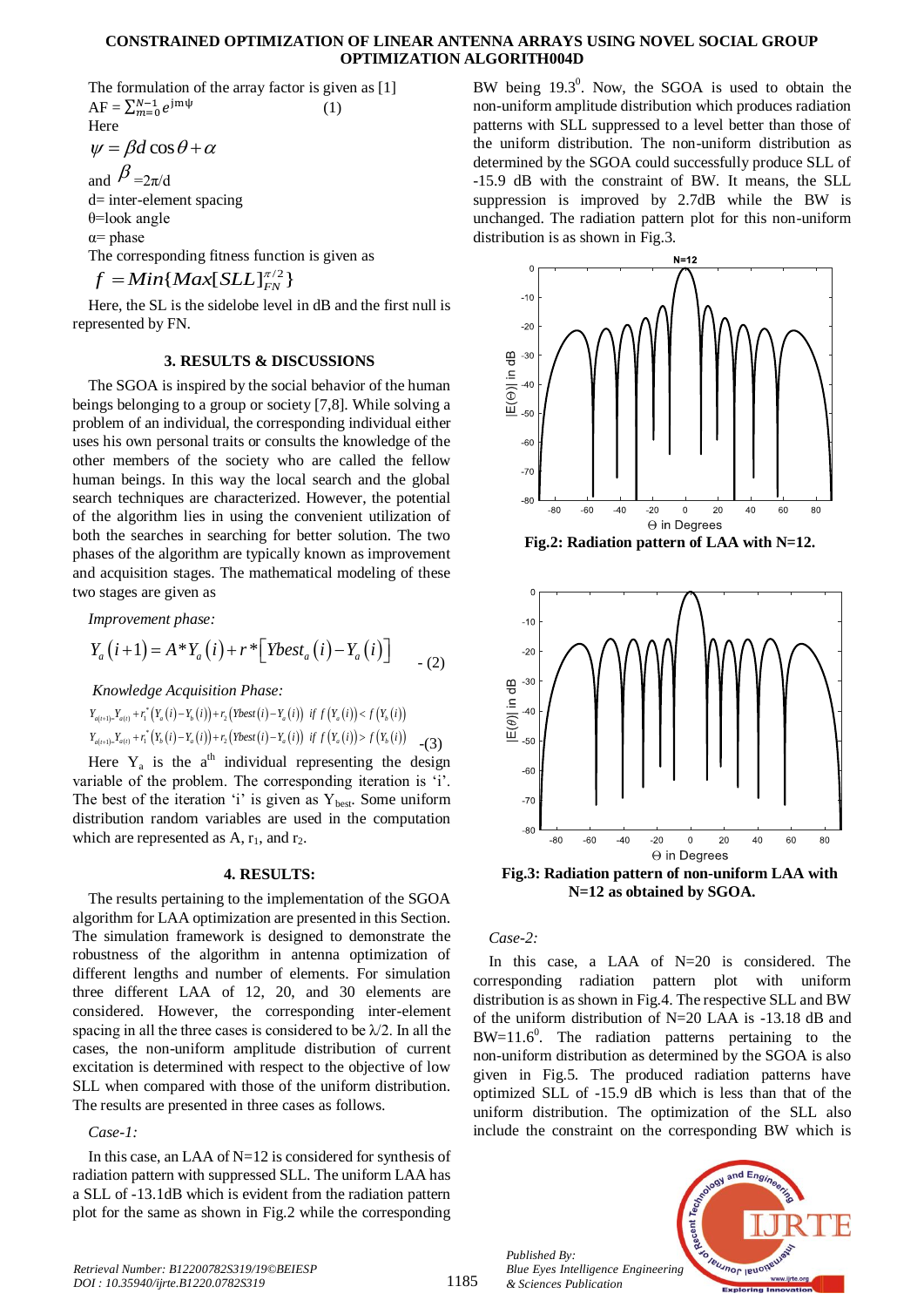The formulation of the array factor is given as [1]

$$\mathrm{AF} = \sum_{m=0}^{N-1} e^{jm\psi} \quad (1)$$

Here

$$\psi = \beta d \cos\theta + \alpha$$

and $\beta = 2\pi/d$

d= inter-element spacing

θ=look angle

α= phase

The corresponding fitness function is given as

$$f = Min\{Max[SLL]_{FN}^{\pi/2}\}$$

Here, the SL is the sidelobe level in dB and the first null is represented by FN.

## 3. RESULTS & DISCUSSIONS

The SGOA is inspired by the social behavior of the human beings belonging to a group or society [7,8]. While solving a problem of an individual, the corresponding individual either uses his own personal traits or consults the knowledge of the other members of the society who are called the fellow human beings. In this way the local search and the global search techniques are characterized. However, the potential of the algorithm lies in using the convenient utilization of both the searches in searching for better solution. The two phases of the algorithm are typically known as improvement and acquisition stages. The mathematical modeling of these two stages are given as

*Improvement phase:*

$$Y_a(i+1) = A * Y_a(i) + r * \left[Ybest_a(i) - Y_a(i)\right] \quad - (2)$$

*Knowledge Acquisition Phase:*

$$Y_{a(i+1)} = Y_{a(i)} + r_1^* \left(Y_a(i) - Y_b(i)\right) + r_2 \left(Ybest(i) - Y_a(i)\right) \;\; if \; f\left(Y_a(i)\right) < f\left(Y_b(i)\right)$$
$$Y_{a(i+1)} = Y_{a(i)} + r_1^* \left(Y_b(i) - Y_a(i)\right) + r_2 \left(Ybest(i) - Y_a(i)\right) \;\; if \; f\left(Y_a(i)\right) > f\left(Y_b(i)\right) \quad -(3)$$

Here $Y_a$ is the $a^{th}$ individual representing the design variable of the problem. The corresponding iteration is 'i'. The best of the iteration 'i' is given as $Y_{best}$. Some uniform distribution random variables are used in the computation which are represented as A, $r_1$, and $r_2$.

## 4. RESULTS:

The results pertaining to the implementation of the SGOA algorithm for LAA optimization are presented in this Section. The simulation framework is designed to demonstrate the robustness of the algorithm in antenna optimization of different lengths and number of elements. For simulation three different LAA of 12, 20, and 30 elements are considered. However, the corresponding inter-element spacing in all the three cases is considered to be λ/2. In all the cases, the non-uniform amplitude distribution of current excitation is determined with respect to the objective of low SLL when compared with those of the uniform distribution. The results are presented in three cases as follows.

*Case-1:*

In this case, an LAA of N=12 is considered for synthesis of radiation pattern with suppressed SLL. The uniform LAA has a SLL of -13.1dB which is evident from the radiation pattern plot for the same as shown in Fig.2 while the corresponding BW being $19.3^0$. Now, the SGOA is used to obtain the non-uniform amplitude distribution which produces radiation patterns with SLL suppressed to a level better than those of the uniform distribution. The non-uniform distribution as determined by the SGOA could successfully produce SLL of -15.9 dB with the constraint of BW. It means, the SLL suppression is improved by 2.7dB while the BW is unchanged. The radiation pattern plot for this non-uniform distribution is as shown in Fig.3.

**Fig.2: Radiation pattern of LAA with N=12.**

**Fig.3: Radiation pattern of non-uniform LAA with N=12 as obtained by SGOA.**

*Case-2:*

In this case, a LAA of N=20 is considered. The corresponding radiation pattern plot with uniform distribution is as shown in Fig.4. The respective SLL and BW of the uniform distribution of N=20 LAA is -13.18 dB and $BW=11.6^0$. The radiation patterns pertaining to the non-uniform distribution as determined by the SGOA is also given in Fig.5. The produced radiation patterns have optimized SLL of -15.9 dB which is less than that of the uniform distribution. The optimization of the SLL also include the constraint on the corresponding BW which is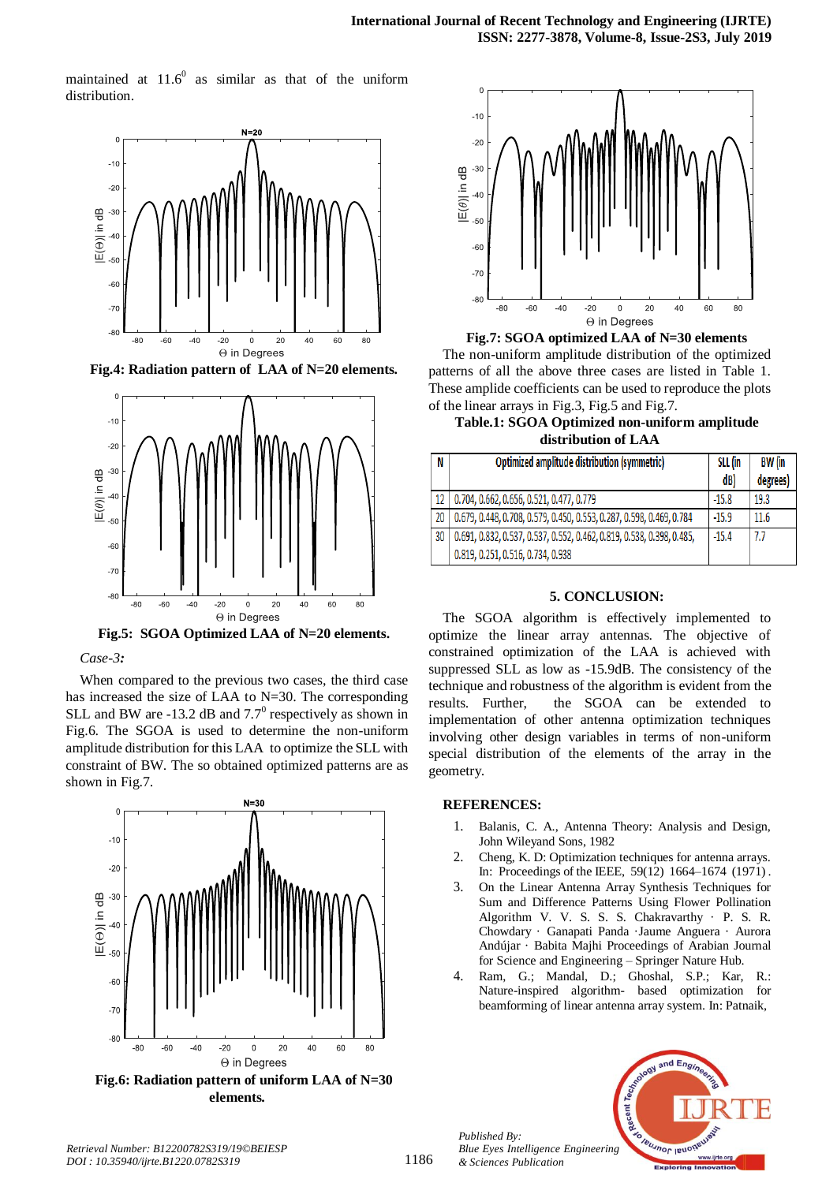maintained at $11.6^0$ as similar as that of the uniform distribution.

**Fig.4: Radiation pattern of LAA of N=20 elements.**

**Fig.5: SGOA Optimized LAA of N=20 elements.**

*Case-3:*

When compared to the previous two cases, the third case has increased the size of LAA to N=30. The corresponding SLL and BW are -13.2 dB and $7.7^0$ respectively as shown in Fig.6. The SGOA is used to determine the non-uniform amplitude distribution for this LAA to optimize the SLL with constraint of BW. The so obtained optimized patterns are as shown in Fig.7.

**Fig.6: Radiation pattern of uniform LAA of N=30 elements.**

**Fig.7: SGOA optimized LAA of N=30 elements**

The non-uniform amplitude distribution of the optimized patterns of all the above three cases are listed in Table 1. These amplide coefficients can be used to reproduce the plots of the linear arrays in Fig.3, Fig.5 and Fig.7.

**Table.1: SGOA Optimized non-uniform amplitude distribution of LAA**

| N | Optimized amplitude distribution (symmetric) | SLL (in dB) | BW (in degrees) |
|---|---|---|---|
| 12 | 0.704, 0.662, 0.656, 0.521, 0.477, 0.779 | -15.8 | 19.3 |
| 20 | 0.679, 0.448, 0.708, 0.579, 0.450, 0.553, 0.287, 0.598, 0.469, 0.784 | -15.9 | 11.6 |
| 30 | 0.691, 0.832, 0.537, 0.537, 0.552, 0.462, 0.819, 0.538, 0.398, 0.485, 0.819, 0.251, 0.516, 0.734, 0.938 | -15.4 | 7.7 |

## 5. CONCLUSION:

The SGOA algorithm is effectively implemented to optimize the linear array antennas. The objective of constrained optimization of the LAA is achieved with suppressed SLL as low as -15.9dB. The consistency of the technique and robustness of the algorithm is evident from the results. Further, the SGOA can be extended to implementation of other antenna optimization techniques involving other design variables in terms of non-uniform special distribution of the elements of the array in the geometry.

## REFERENCES:

1. Balanis, C. A., Antenna Theory: Analysis and Design, John Wileyand Sons, 1982
2. Cheng, K. D: Optimization techniques for antenna arrays. In: Proceedings of the IEEE, 59(12) 1664–1674 (1971).
3. On the Linear Antenna Array Synthesis Techniques for Sum and Difference Patterns Using Flower Pollination Algorithm V. V. S. S. S. Chakravarthy · P. S. R. Chowdary · Ganapati Panda ·Jaume Anguera · Aurora Andújar · Babita Majhi Proceedings of Arabian Journal for Science and Engineering – Springer Nature Hub.
4. Ram, G.; Mandal, D.; Ghoshal, S.P.; Kar, R.: Nature-inspired algorithm- based optimization for beamforming of linear antenna array system. In: Patnaik,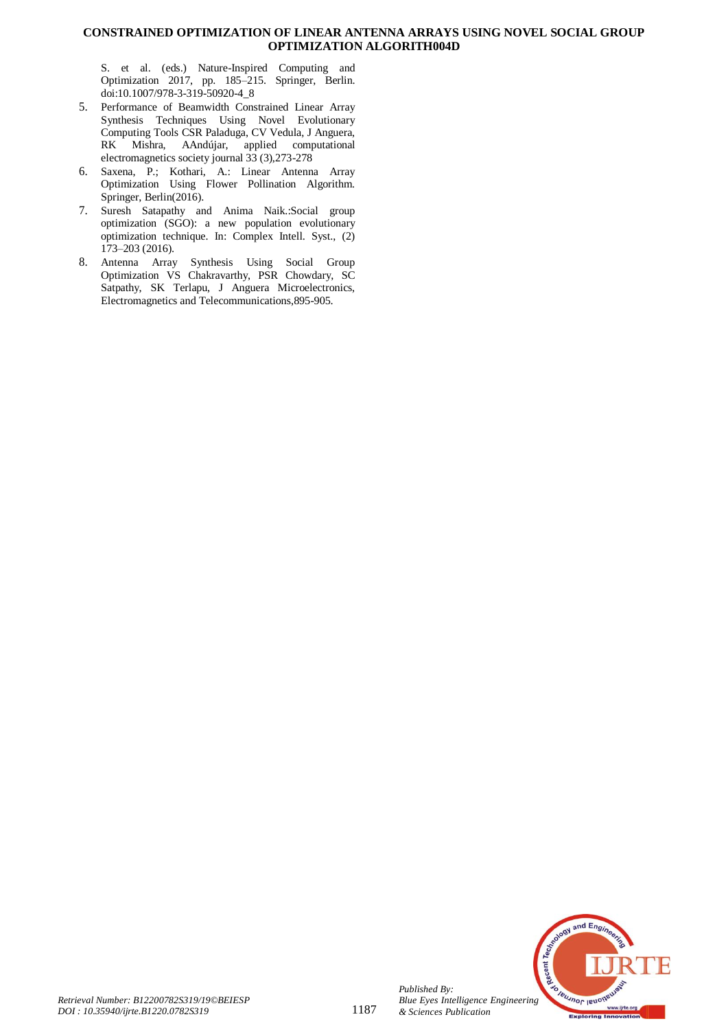S. et al. (eds.) Nature-Inspired Computing and Optimization 2017, pp. 185–215. Springer, Berlin. doi:10.1007/978-3-319-50920-4_8

5. Performance of Beamwidth Constrained Linear Array Synthesis Techniques Using Novel Evolutionary Computing Tools CSR Paladuga, CV Vedula, J Anguera, RK Mishra, AAndújar, applied computational electromagnetics society journal 33 (3),273-278
6. Saxena, P.; Kothari, A.: Linear Antenna Array Optimization Using Flower Pollination Algorithm. Springer, Berlin(2016).
7. Suresh Satapathy and Anima Naik.:Social group optimization (SGO): a new population evolutionary optimization technique. In: Complex Intell. Syst., (2) 173–203 (2016).
8. Antenna Array Synthesis Using Social Group Optimization VS Chakravarthy, PSR Chowdary, SC Satpathy, SK Terlapu, J Anguera Microelectronics, Electromagnetics and Telecommunications,895-905.